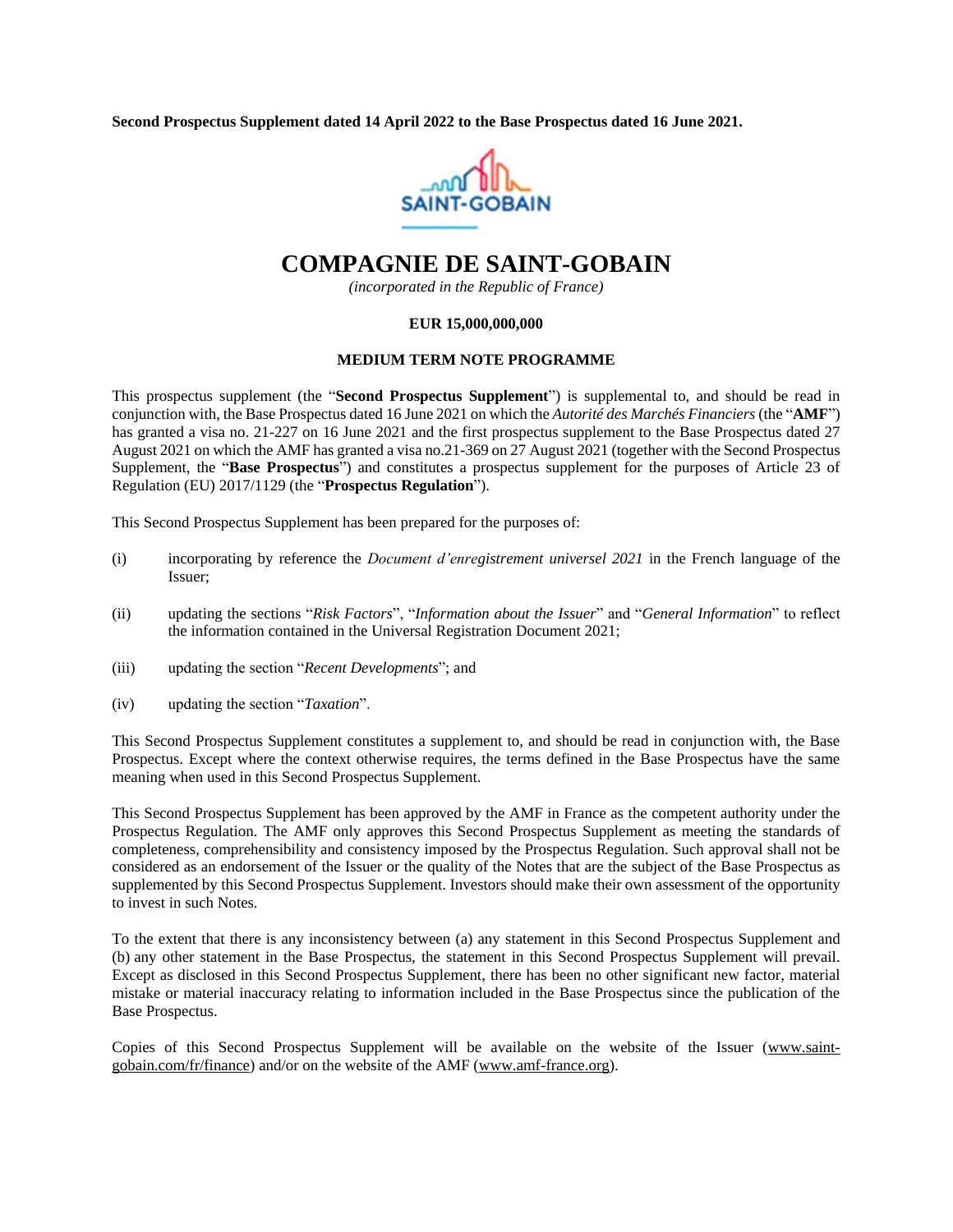**Second Prospectus Supplement dated 14 April 2022 to the Base Prospectus dated 16 June 2021.**

# COMPAGNIE DE SAINT-GOBAIN

*(incorporated in the Republic of France)*

**EUR 15,000,000,000**

**MEDIUM TERM NOTE PROGRAMME**

This prospectus supplement (the "**Second Prospectus Supplement**") is supplemental to, and should be read in conjunction with, the Base Prospectus dated 16 June 2021 on which the *Autorité des Marchés Financiers* (the "**AMF**") has granted a visa no. 21-227 on 16 June 2021 and the first prospectus supplement to the Base Prospectus dated 27 August 2021 on which the AMF has granted a visa no.21-369 on 27 August 2021 (together with the Second Prospectus Supplement, the "**Base Prospectus**") and constitutes a prospectus supplement for the purposes of Article 23 of Regulation (EU) 2017/1129 (the "**Prospectus Regulation**").

This Second Prospectus Supplement has been prepared for the purposes of:

(i) incorporating by reference the *Document d'enregistrement universel 2021* in the French language of the Issuer;

(ii) updating the sections "*Risk Factors*", "*Information about the Issuer*" and "*General Information*" to reflect the information contained in the Universal Registration Document 2021;

(iii) updating the section "*Recent Developments*"; and

(iv) updating the section "*Taxation*".

This Second Prospectus Supplement constitutes a supplement to, and should be read in conjunction with, the Base Prospectus. Except where the context otherwise requires, the terms defined in the Base Prospectus have the same meaning when used in this Second Prospectus Supplement.

This Second Prospectus Supplement has been approved by the AMF in France as the competent authority under the Prospectus Regulation. The AMF only approves this Second Prospectus Supplement as meeting the standards of completeness, comprehensibility and consistency imposed by the Prospectus Regulation. Such approval shall not be considered as an endorsement of the Issuer or the quality of the Notes that are the subject of the Base Prospectus as supplemented by this Second Prospectus Supplement. Investors should make their own assessment of the opportunity to invest in such Notes.

To the extent that there is any inconsistency between (a) any statement in this Second Prospectus Supplement and (b) any other statement in the Base Prospectus, the statement in this Second Prospectus Supplement will prevail. Except as disclosed in this Second Prospectus Supplement, there has been no other significant new factor, material mistake or material inaccuracy relating to information included in the Base Prospectus since the publication of the Base Prospectus.

Copies of this Second Prospectus Supplement will be available on the website of the Issuer (www.saint-gobain.com/fr/finance) and/or on the website of the AMF (www.amf-france.org).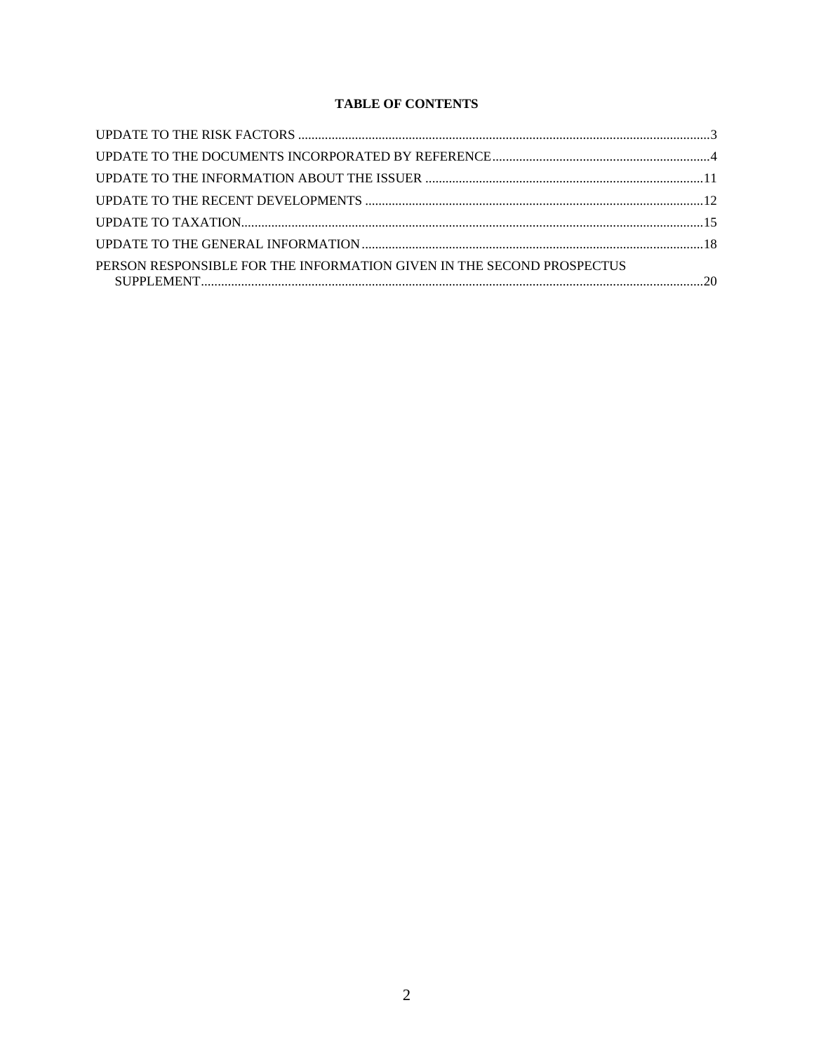**TABLE OF CONTENTS**

UPDATE TO THE RISK FACTORS ....................................................................................................3

UPDATE TO THE DOCUMENTS INCORPORATED BY REFERENCE ....................................................4

UPDATE TO THE INFORMATION ABOUT THE ISSUER ....................................................................11

UPDATE TO THE RECENT DEVELOPMENTS ..................................................................................12

UPDATE TO TAXATION...............................................................................................................15

UPDATE TO THE GENERAL INFORMATION ...................................................................................18

PERSON RESPONSIBLE FOR THE INFORMATION GIVEN IN THE SECOND PROSPECTUS SUPPLEMENT...........................................................................................................................20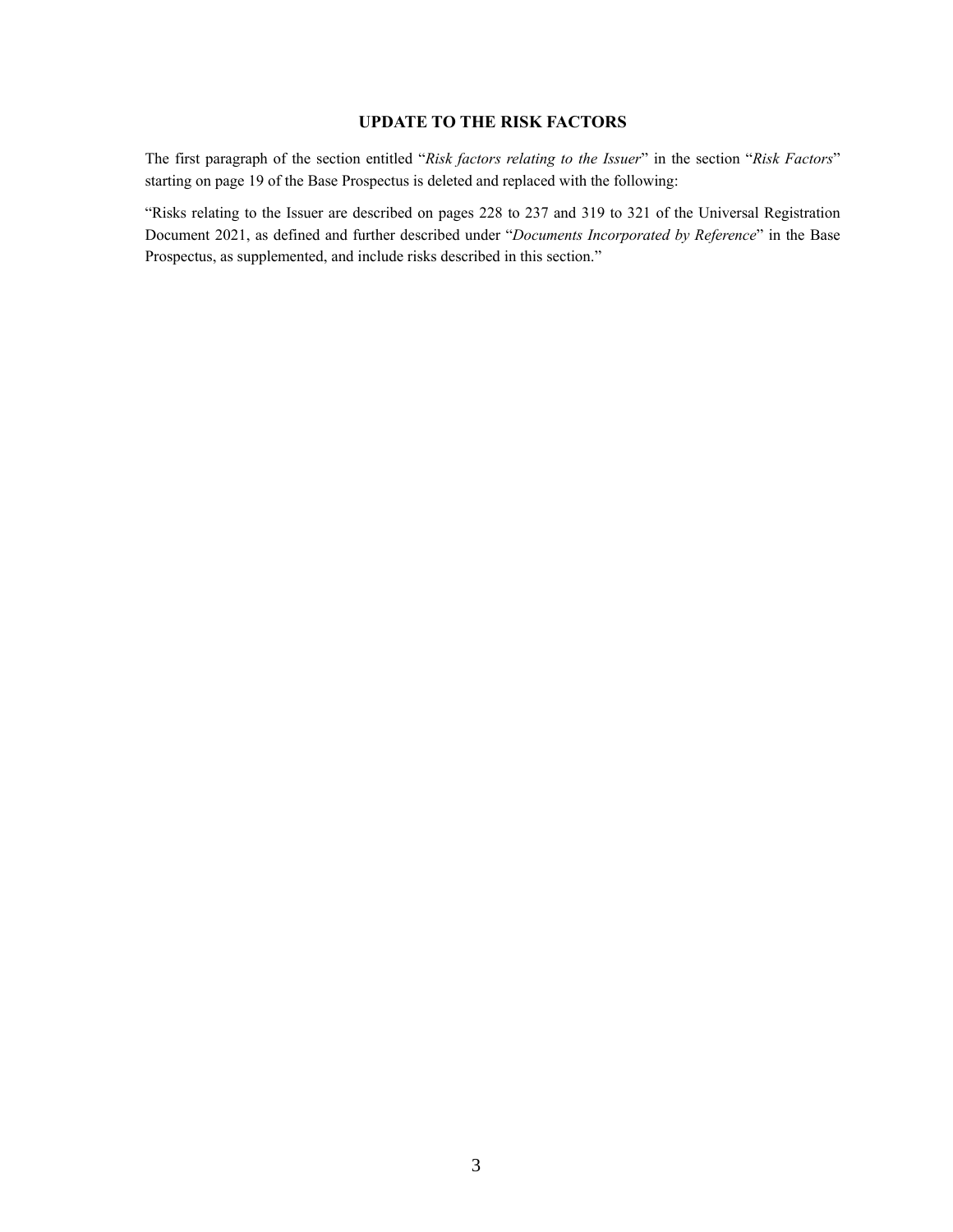# UPDATE TO THE RISK FACTORS

The first paragraph of the section entitled "*Risk factors relating to the Issuer*" in the section "*Risk Factors*" starting on page 19 of the Base Prospectus is deleted and replaced with the following:

"Risks relating to the Issuer are described on pages 228 to 237 and 319 to 321 of the Universal Registration Document 2021, as defined and further described under "*Documents Incorporated by Reference*" in the Base Prospectus, as supplemented, and include risks described in this section."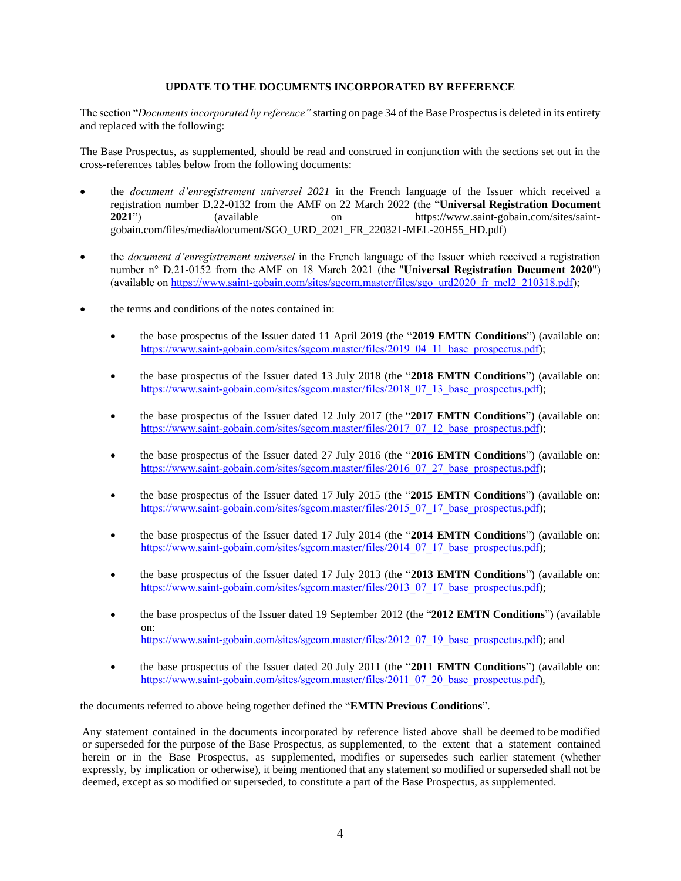## UPDATE TO THE DOCUMENTS INCORPORATED BY REFERENCE

The section "*Documents incorporated by reference"* starting on page 34 of the Base Prospectus is deleted in its entirety and replaced with the following:

The Base Prospectus, as supplemented, should be read and construed in conjunction with the sections set out in the cross-references tables below from the following documents:

- the *document d'enregistrement universel 2021* in the French language of the Issuer which received a registration number D.22-0132 from the AMF on 22 March 2022 (the "**Universal Registration Document 2021**") (available on https://www.saint-gobain.com/sites/saint-gobain.com/files/media/document/SGO_URD_2021_FR_220321-MEL-20H55_HD.pdf)

- the *document d'enregistrement universel* in the French language of the Issuer which received a registration number n° D.21-0152 from the AMF on 18 March 2021 (the "**Universal Registration Document 2020**") (available on https://www.saint-gobain.com/sites/sgcom.master/files/sgo_urd2020_fr_mel2_210318.pdf);

- the terms and conditions of the notes contained in:

  - the base prospectus of the Issuer dated 11 April 2019 (the "**2019 EMTN Conditions**") (available on: https://www.saint-gobain.com/sites/sgcom.master/files/2019_04_11_base_prospectus.pdf);

  - the base prospectus of the Issuer dated 13 July 2018 (the "**2018 EMTN Conditions**") (available on: https://www.saint-gobain.com/sites/sgcom.master/files/2018_07_13_base_prospectus.pdf);

  - the base prospectus of the Issuer dated 12 July 2017 (the "**2017 EMTN Conditions**") (available on: https://www.saint-gobain.com/sites/sgcom.master/files/2017_07_12_base_prospectus.pdf);

  - the base prospectus of the Issuer dated 27 July 2016 (the "**2016 EMTN Conditions**") (available on: https://www.saint-gobain.com/sites/sgcom.master/files/2016_07_27_base_prospectus.pdf);

  - the base prospectus of the Issuer dated 17 July 2015 (the "**2015 EMTN Conditions**") (available on: https://www.saint-gobain.com/sites/sgcom.master/files/2015_07_17_base_prospectus.pdf);

  - the base prospectus of the Issuer dated 17 July 2014 (the "**2014 EMTN Conditions**") (available on: https://www.saint-gobain.com/sites/sgcom.master/files/2014_07_17_base_prospectus.pdf);

  - the base prospectus of the Issuer dated 17 July 2013 (the "**2013 EMTN Conditions**") (available on: https://www.saint-gobain.com/sites/sgcom.master/files/2013_07_17_base_prospectus.pdf);

  - the base prospectus of the Issuer dated 19 September 2012 (the "**2012 EMTN Conditions**") (available on: https://www.saint-gobain.com/sites/sgcom.master/files/2012_07_19_base_prospectus.pdf); and

  - the base prospectus of the Issuer dated 20 July 2011 (the "**2011 EMTN Conditions**") (available on: https://www.saint-gobain.com/sites/sgcom.master/files/2011_07_20_base_prospectus.pdf),

the documents referred to above being together defined the "**EMTN Previous Conditions**".

Any statement contained in the documents incorporated by reference listed above shall be deemed to be modified or superseded for the purpose of the Base Prospectus, as supplemented, to the extent that a statement contained herein or in the Base Prospectus, as supplemented, modifies or supersedes such earlier statement (whether expressly, by implication or otherwise), it being mentioned that any statement so modified or superseded shall not be deemed, except as so modified or superseded, to constitute a part of the Base Prospectus, as supplemented.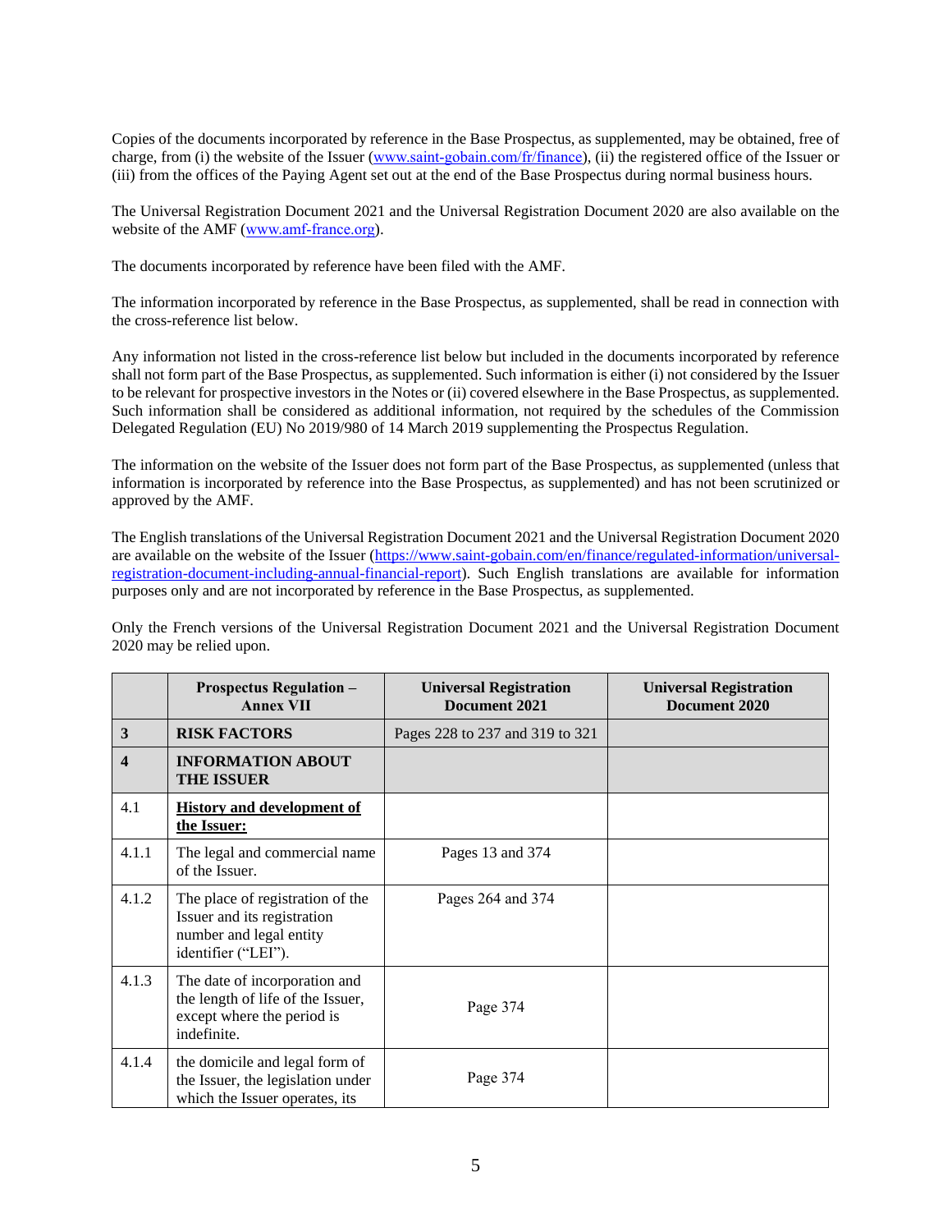Copies of the documents incorporated by reference in the Base Prospectus, as supplemented, may be obtained, free of charge, from (i) the website of the Issuer (www.saint-gobain.com/fr/finance), (ii) the registered office of the Issuer or (iii) from the offices of the Paying Agent set out at the end of the Base Prospectus during normal business hours.

The Universal Registration Document 2021 and the Universal Registration Document 2020 are also available on the website of the AMF (www.amf-france.org).

The documents incorporated by reference have been filed with the AMF.

The information incorporated by reference in the Base Prospectus, as supplemented, shall be read in connection with the cross-reference list below.

Any information not listed in the cross-reference list below but included in the documents incorporated by reference shall not form part of the Base Prospectus, as supplemented. Such information is either (i) not considered by the Issuer to be relevant for prospective investors in the Notes or (ii) covered elsewhere in the Base Prospectus, as supplemented. Such information shall be considered as additional information, not required by the schedules of the Commission Delegated Regulation (EU) No 2019/980 of 14 March 2019 supplementing the Prospectus Regulation.

The information on the website of the Issuer does not form part of the Base Prospectus, as supplemented (unless that information is incorporated by reference into the Base Prospectus, as supplemented) and has not been scrutinized or approved by the AMF.

The English translations of the Universal Registration Document 2021 and the Universal Registration Document 2020 are available on the website of the Issuer (https://www.saint-gobain.com/en/finance/regulated-information/universal-registration-document-including-annual-financial-report). Such English translations are available for information purposes only and are not incorporated by reference in the Base Prospectus, as supplemented.

Only the French versions of the Universal Registration Document 2021 and the Universal Registration Document 2020 may be relied upon.

| | **Prospectus Regulation – Annex VII** | **Universal Registration Document 2021** | **Universal Registration Document 2020** |
|---|---|---|---|
| **3** | **RISK FACTORS** | Pages 228 to 237 and 319 to 321 | |
| **4** | **INFORMATION ABOUT THE ISSUER** | | |
| 4.1 | **History and development of the Issuer:** | | |
| 4.1.1 | The legal and commercial name of the Issuer. | Pages 13 and 374 | |
| 4.1.2 | The place of registration of the Issuer and its registration number and legal entity identifier ("LEI"). | Pages 264 and 374 | |
| 4.1.3 | The date of incorporation and the length of life of the Issuer, except where the period is indefinite. | Page 374 | |
| 4.1.4 | the domicile and legal form of the Issuer, the legislation under which the Issuer operates, its | Page 374 | |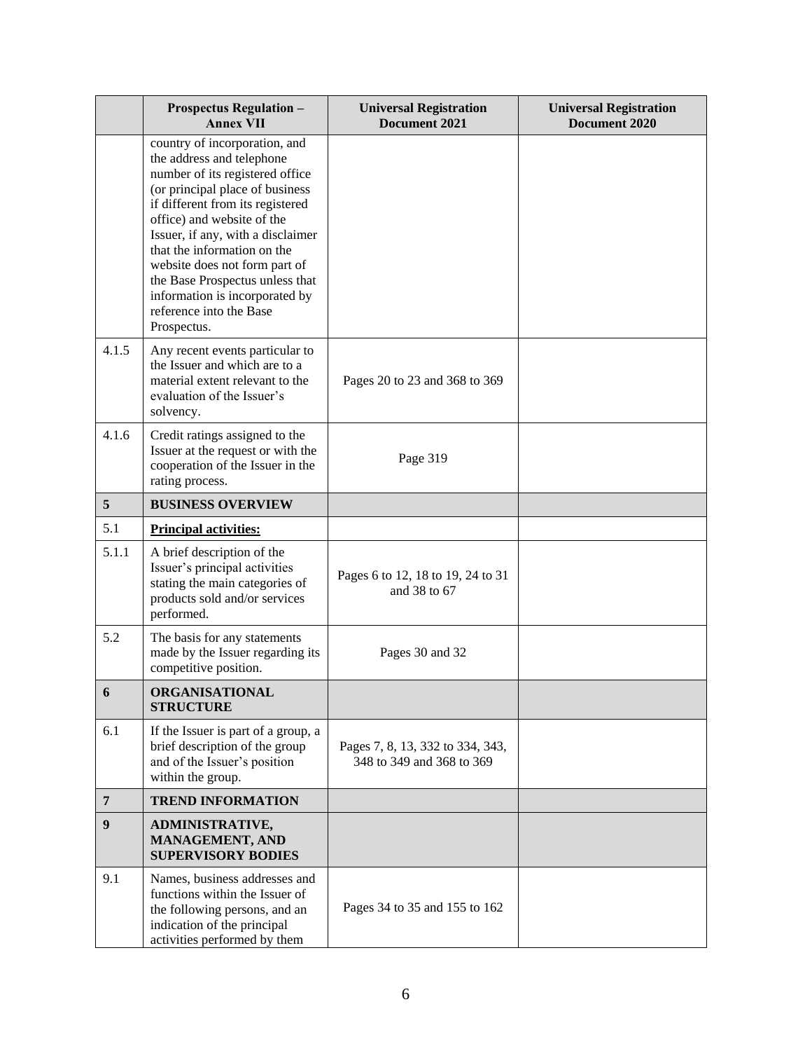| | Prospectus Regulation – Annex VII | Universal Registration Document 2021 | Universal Registration Document 2020 |
|---|---|---|---|
| | country of incorporation, and the address and telephone number of its registered office (or principal place of business if different from its registered office) and website of the Issuer, if any, with a disclaimer that the information on the website does not form part of the Base Prospectus unless that information is incorporated by reference into the Base Prospectus. | | |
| 4.1.5 | Any recent events particular to the Issuer and which are to a material extent relevant to the evaluation of the Issuer's solvency. | Pages 20 to 23 and 368 to 369 | |
| 4.1.6 | Credit ratings assigned to the Issuer at the request or with the cooperation of the Issuer in the rating process. | Page 319 | |
| **5** | **BUSINESS OVERVIEW** | | |
| 5.1 | **Principal activities:** | | |
| 5.1.1 | A brief description of the Issuer's principal activities stating the main categories of products sold and/or services performed. | Pages 6 to 12, 18 to 19, 24 to 31 and 38 to 67 | |
| 5.2 | The basis for any statements made by the Issuer regarding its competitive position. | Pages 30 and 32 | |
| **6** | **ORGANISATIONAL STRUCTURE** | | |
| 6.1 | If the Issuer is part of a group, a brief description of the group and of the Issuer's position within the group. | Pages 7, 8, 13, 332 to 334, 343, 348 to 349 and 368 to 369 | |
| **7** | **TREND INFORMATION** | | |
| **9** | **ADMINISTRATIVE, MANAGEMENT, AND SUPERVISORY BODIES** | | |
| 9.1 | Names, business addresses and functions within the Issuer of the following persons, and an indication of the principal activities performed by them | Pages 34 to 35 and 155 to 162 | |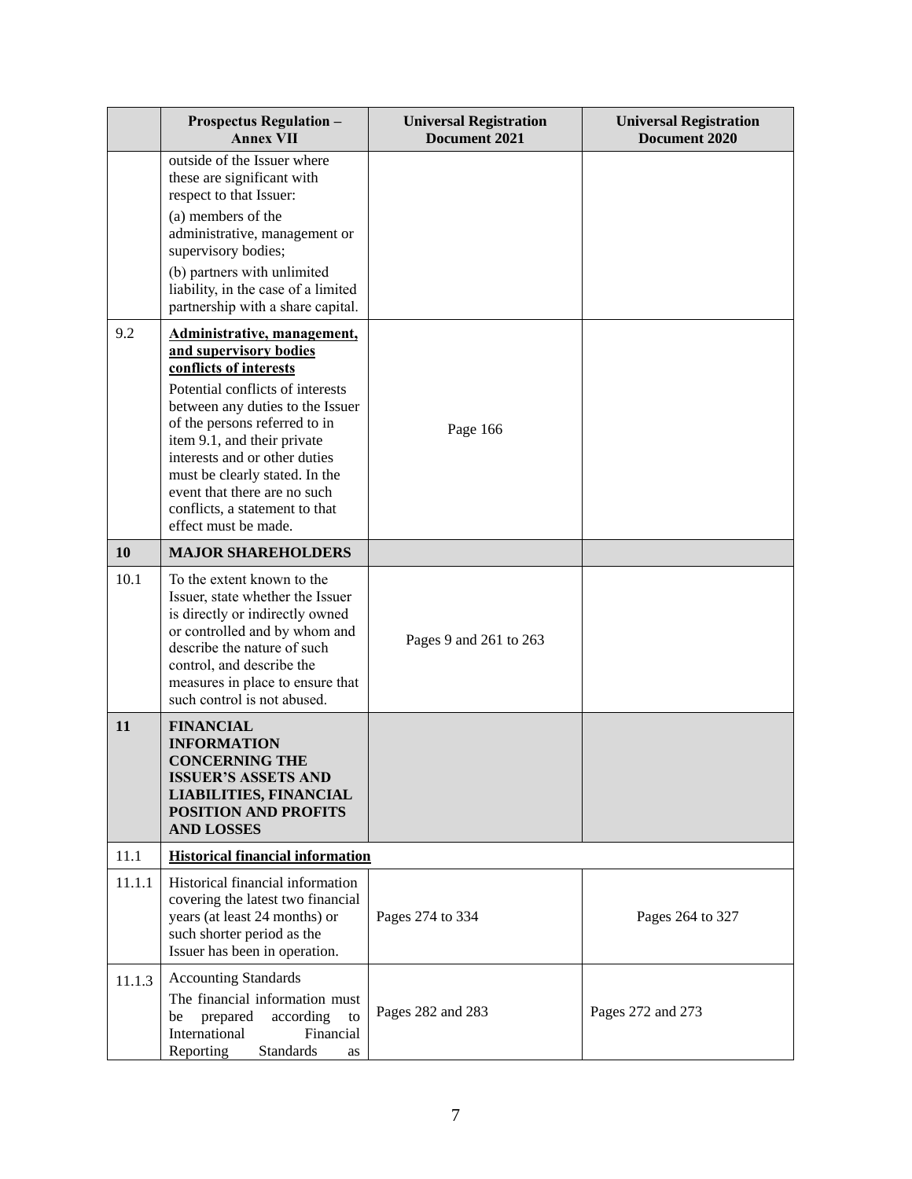| | Prospectus Regulation – Annex VII | Universal Registration Document 2021 | Universal Registration Document 2020 |
|---|---|---|---|
| | outside of the Issuer where these are significant with respect to that Issuer:<br>(a) members of the administrative, management or supervisory bodies;<br>(b) partners with unlimited liability, in the case of a limited partnership with a share capital. | | |
| 9.2 | **Administrative, management, and supervisory bodies conflicts of interests**<br>Potential conflicts of interests between any duties to the Issuer of the persons referred to in item 9.1, and their private interests and or other duties must be clearly stated. In the event that there are no such conflicts, a statement to that effect must be made. | Page 166 | |
| **10** | **MAJOR SHAREHOLDERS** | | |
| 10.1 | To the extent known to the Issuer, state whether the Issuer is directly or indirectly owned or controlled and by whom and describe the nature of such control, and describe the measures in place to ensure that such control is not abused. | Pages 9 and 261 to 263 | |
| **11** | **FINANCIAL INFORMATION CONCERNING THE ISSUER'S ASSETS AND LIABILITIES, FINANCIAL POSITION AND PROFITS AND LOSSES** | | |
| 11.1 | **Historical financial information** | | |
| 11.1.1 | Historical financial information covering the latest two financial years (at least 24 months) or such shorter period as the Issuer has been in operation. | Pages 274 to 334 | Pages 264 to 327 |
| 11.1.3 | Accounting Standards<br>The financial information must be prepared according to International Financial Reporting Standards as | Pages 282 and 283 | Pages 272 and 273 |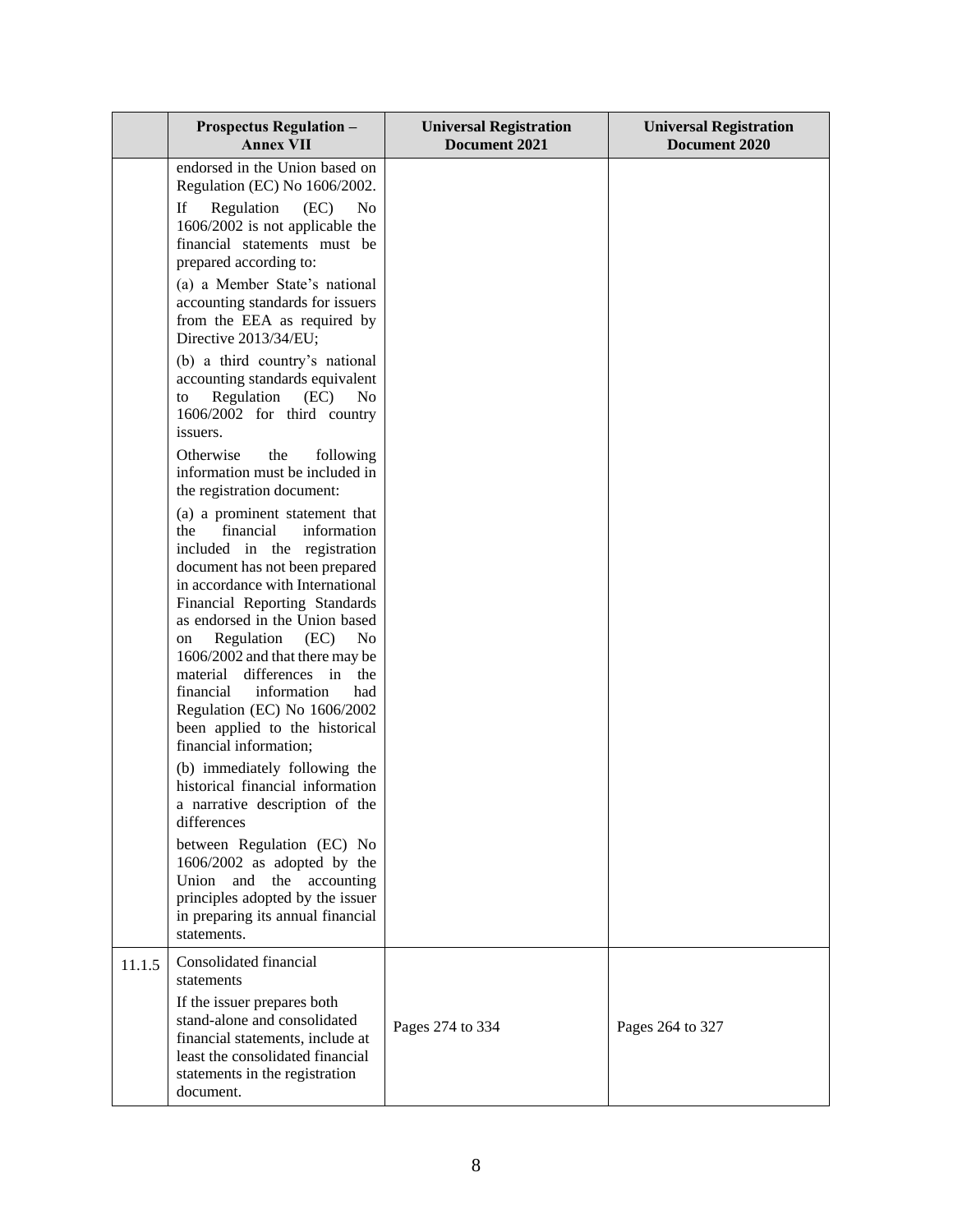| | Prospectus Regulation – Annex VII | Universal Registration Document 2021 | Universal Registration Document 2020 |
|---|---|---|---|
| | endorsed in the Union based on Regulation (EC) No 1606/2002.<br><br>If Regulation (EC) No 1606/2002 is not applicable the financial statements must be prepared according to:<br><br>(a) a Member State's national accounting standards for issuers from the EEA as required by Directive 2013/34/EU;<br><br>(b) a third country's national accounting standards equivalent to Regulation (EC) No 1606/2002 for third country issuers.<br><br>Otherwise the following information must be included in the registration document:<br><br>(a) a prominent statement that the financial information included in the registration document has not been prepared in accordance with International Financial Reporting Standards as endorsed in the Union based on Regulation (EC) No 1606/2002 and that there may be material differences in the financial information had Regulation (EC) No 1606/2002 been applied to the historical financial information;<br><br>(b) immediately following the historical financial information a narrative description of the differences<br><br>between Regulation (EC) No 1606/2002 as adopted by the Union and the accounting principles adopted by the issuer in preparing its annual financial statements. | | |
| 11.1.5 | Consolidated financial statements<br><br>If the issuer prepares both stand-alone and consolidated financial statements, include at least the consolidated financial statements in the registration document. | Pages 274 to 334 | Pages 264 to 327 |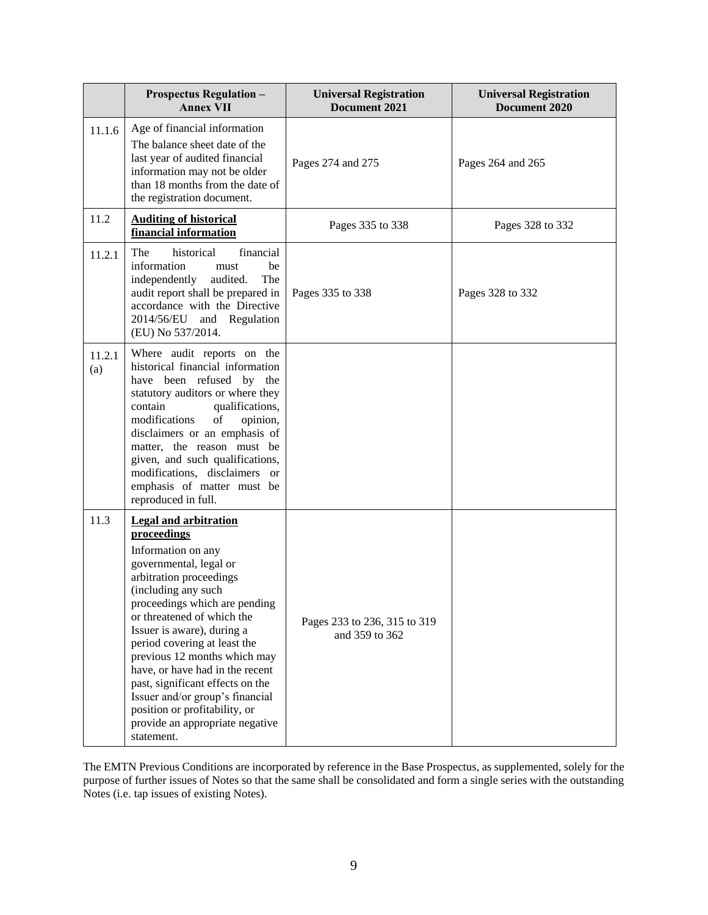| | Prospectus Regulation – Annex VII | Universal Registration Document 2021 | Universal Registration Document 2020 |
|---|---|---|---|
| 11.1.6 | Age of financial information<br>The balance sheet date of the last year of audited financial information may not be older than 18 months from the date of the registration document. | Pages 274 and 275 | Pages 264 and 265 |
| 11.2 | **Auditing of historical financial information** | Pages 335 to 338 | Pages 328 to 332 |
| 11.2.1 | The historical financial information must be independently audited. The audit report shall be prepared in accordance with the Directive 2014/56/EU and Regulation (EU) No 537/2014. | Pages 335 to 338 | Pages 328 to 332 |
| 11.2.1 (a) | Where audit reports on the historical financial information have been refused by the statutory auditors or where they contain qualifications, modifications of opinion, disclaimers or an emphasis of matter, the reason must be given, and such qualifications, modifications, disclaimers or emphasis of matter must be reproduced in full. | | |
| 11.3 | **Legal and arbitration proceedings**<br>Information on any governmental, legal or arbitration proceedings (including any such proceedings which are pending or threatened of which the Issuer is aware), during a period covering at least the previous 12 months which may have, or have had in the recent past, significant effects on the Issuer and/or group's financial position or profitability, or provide an appropriate negative statement. | Pages 233 to 236, 315 to 319 and 359 to 362 | |

The EMTN Previous Conditions are incorporated by reference in the Base Prospectus, as supplemented, solely for the purpose of further issues of Notes so that the same shall be consolidated and form a single series with the outstanding Notes (i.e. tap issues of existing Notes).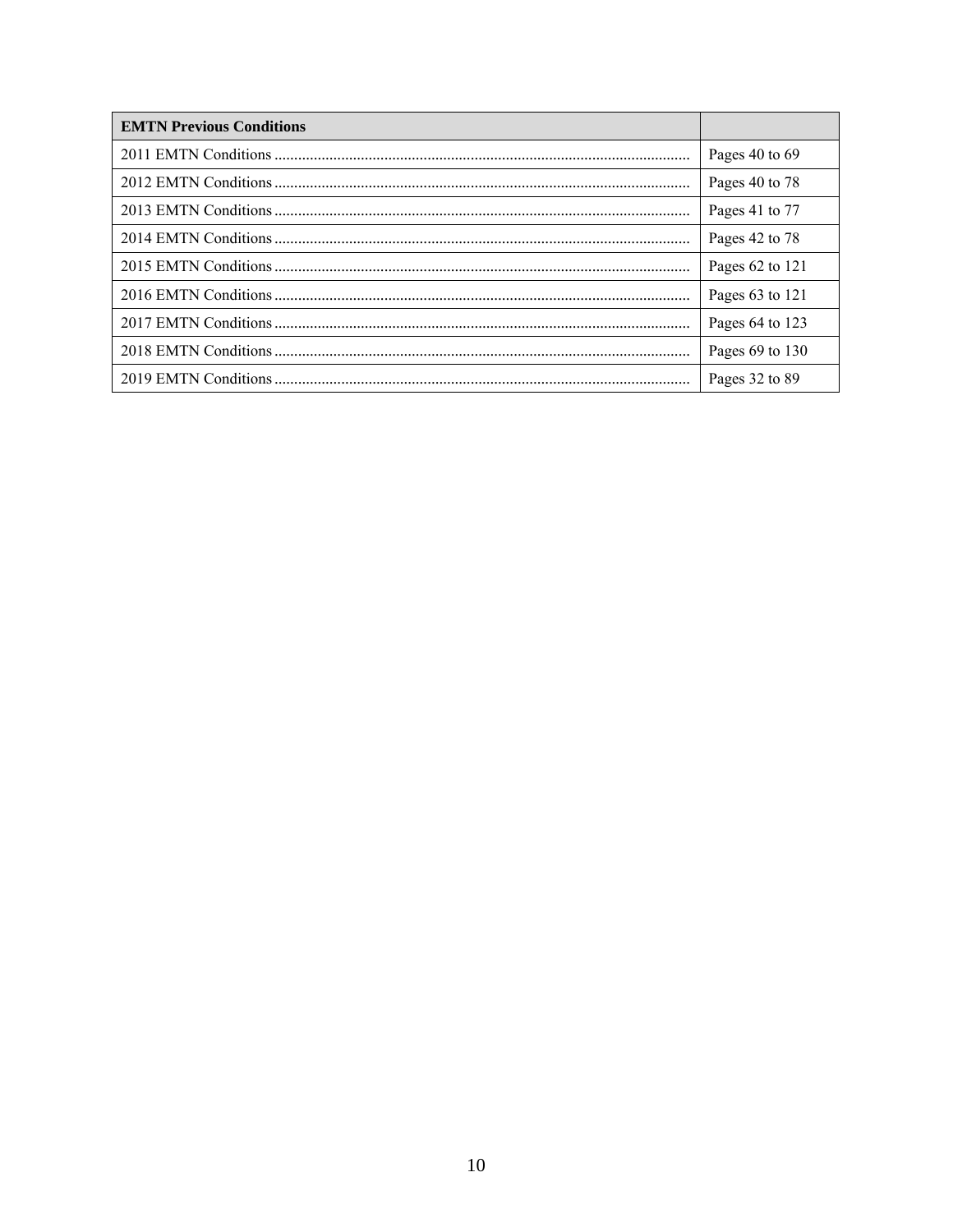| **EMTN Previous Conditions** | |
|---|---|
| 2011 EMTN Conditions ........................................................................................................ | Pages 40 to 69 |
| 2012 EMTN Conditions ........................................................................................................ | Pages 40 to 78 |
| 2013 EMTN Conditions ........................................................................................................ | Pages 41 to 77 |
| 2014 EMTN Conditions ........................................................................................................ | Pages 42 to 78 |
| 2015 EMTN Conditions ........................................................................................................ | Pages 62 to 121 |
| 2016 EMTN Conditions ........................................................................................................ | Pages 63 to 121 |
| 2017 EMTN Conditions ........................................................................................................ | Pages 64 to 123 |
| 2018 EMTN Conditions ........................................................................................................ | Pages 69 to 130 |
| 2019 EMTN Conditions ........................................................................................................ | Pages 32 to 89 |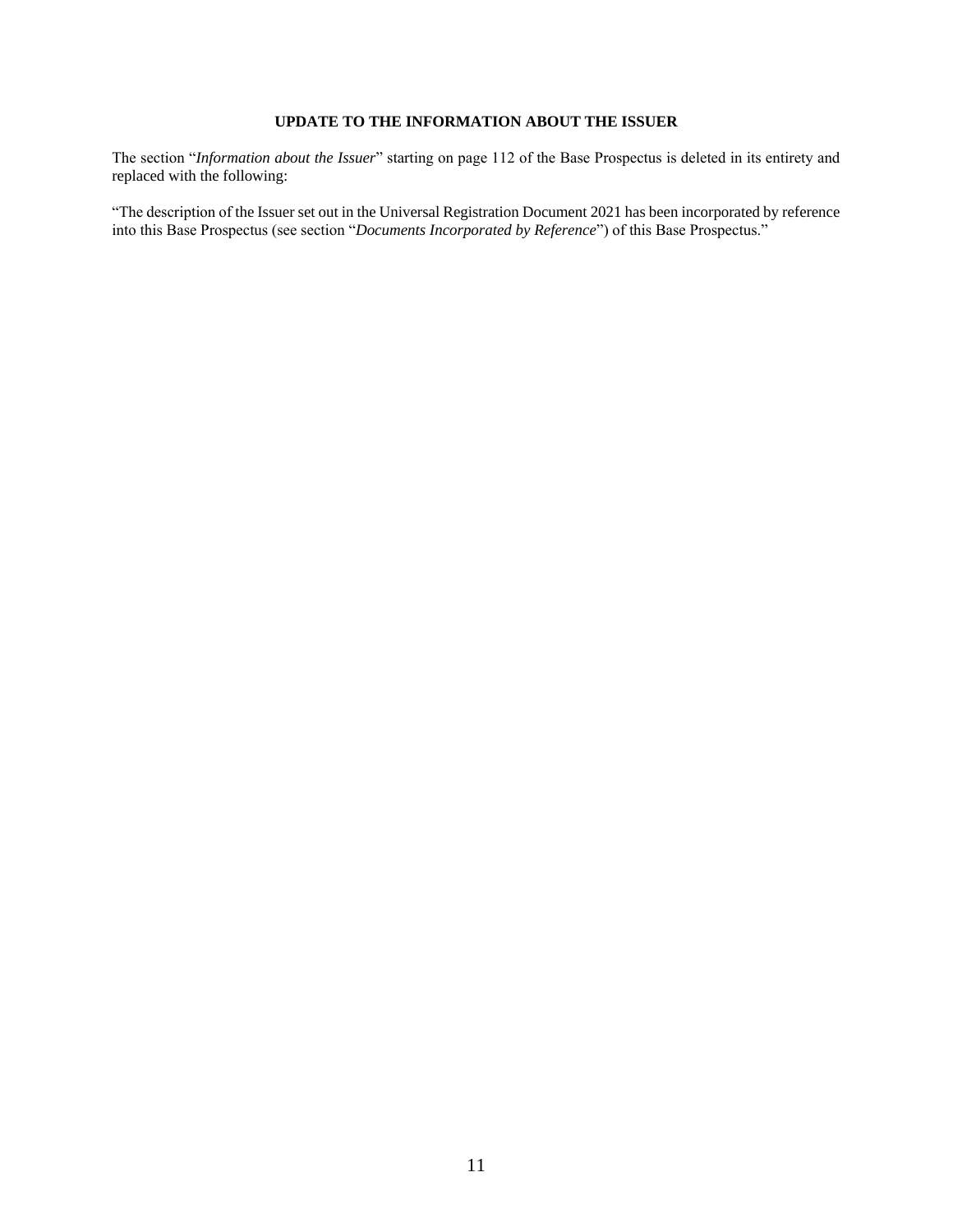## UPDATE TO THE INFORMATION ABOUT THE ISSUER

The section "*Information about the Issuer*" starting on page 112 of the Base Prospectus is deleted in its entirety and replaced with the following:

"The description of the Issuer set out in the Universal Registration Document 2021 has been incorporated by reference into this Base Prospectus (see section "*Documents Incorporated by Reference*") of this Base Prospectus."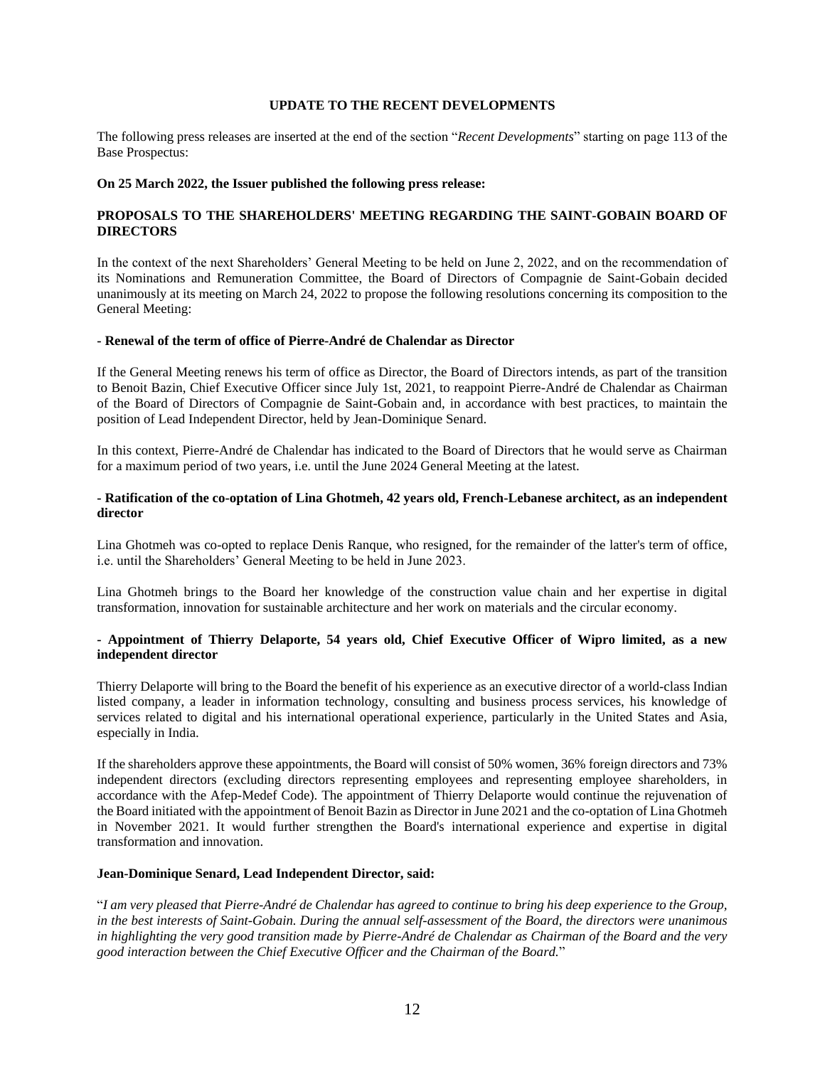## UPDATE TO THE RECENT DEVELOPMENTS

The following press releases are inserted at the end of the section "*Recent Developments*" starting on page 113 of the Base Prospectus:

**On 25 March 2022, the Issuer published the following press release:**

**PROPOSALS TO THE SHAREHOLDERS' MEETING REGARDING THE SAINT-GOBAIN BOARD OF DIRECTORS**

In the context of the next Shareholders' General Meeting to be held on June 2, 2022, and on the recommendation of its Nominations and Remuneration Committee, the Board of Directors of Compagnie de Saint-Gobain decided unanimously at its meeting on March 24, 2022 to propose the following resolutions concerning its composition to the General Meeting:

**- Renewal of the term of office of Pierre-André de Chalendar as Director**

If the General Meeting renews his term of office as Director, the Board of Directors intends, as part of the transition to Benoit Bazin, Chief Executive Officer since July 1st, 2021, to reappoint Pierre-André de Chalendar as Chairman of the Board of Directors of Compagnie de Saint-Gobain and, in accordance with best practices, to maintain the position of Lead Independent Director, held by Jean-Dominique Senard.

In this context, Pierre-André de Chalendar has indicated to the Board of Directors that he would serve as Chairman for a maximum period of two years, i.e. until the June 2024 General Meeting at the latest.

**- Ratification of the co-optation of Lina Ghotmeh, 42 years old, French-Lebanese architect, as an independent director**

Lina Ghotmeh was co-opted to replace Denis Ranque, who resigned, for the remainder of the latter's term of office, i.e. until the Shareholders' General Meeting to be held in June 2023.

Lina Ghotmeh brings to the Board her knowledge of the construction value chain and her expertise in digital transformation, innovation for sustainable architecture and her work on materials and the circular economy.

**- Appointment of Thierry Delaporte, 54 years old, Chief Executive Officer of Wipro limited, as a new independent director**

Thierry Delaporte will bring to the Board the benefit of his experience as an executive director of a world-class Indian listed company, a leader in information technology, consulting and business process services, his knowledge of services related to digital and his international operational experience, particularly in the United States and Asia, especially in India.

If the shareholders approve these appointments, the Board will consist of 50% women, 36% foreign directors and 73% independent directors (excluding directors representing employees and representing employee shareholders, in accordance with the Afep-Medef Code). The appointment of Thierry Delaporte would continue the rejuvenation of the Board initiated with the appointment of Benoit Bazin as Director in June 2021 and the co-optation of Lina Ghotmeh in November 2021. It would further strengthen the Board's international experience and expertise in digital transformation and innovation.

**Jean-Dominique Senard, Lead Independent Director, said:**

"*I am very pleased that Pierre-André de Chalendar has agreed to continue to bring his deep experience to the Group, in the best interests of Saint-Gobain. During the annual self-assessment of the Board, the directors were unanimous in highlighting the very good transition made by Pierre-André de Chalendar as Chairman of the Board and the very good interaction between the Chief Executive Officer and the Chairman of the Board.*"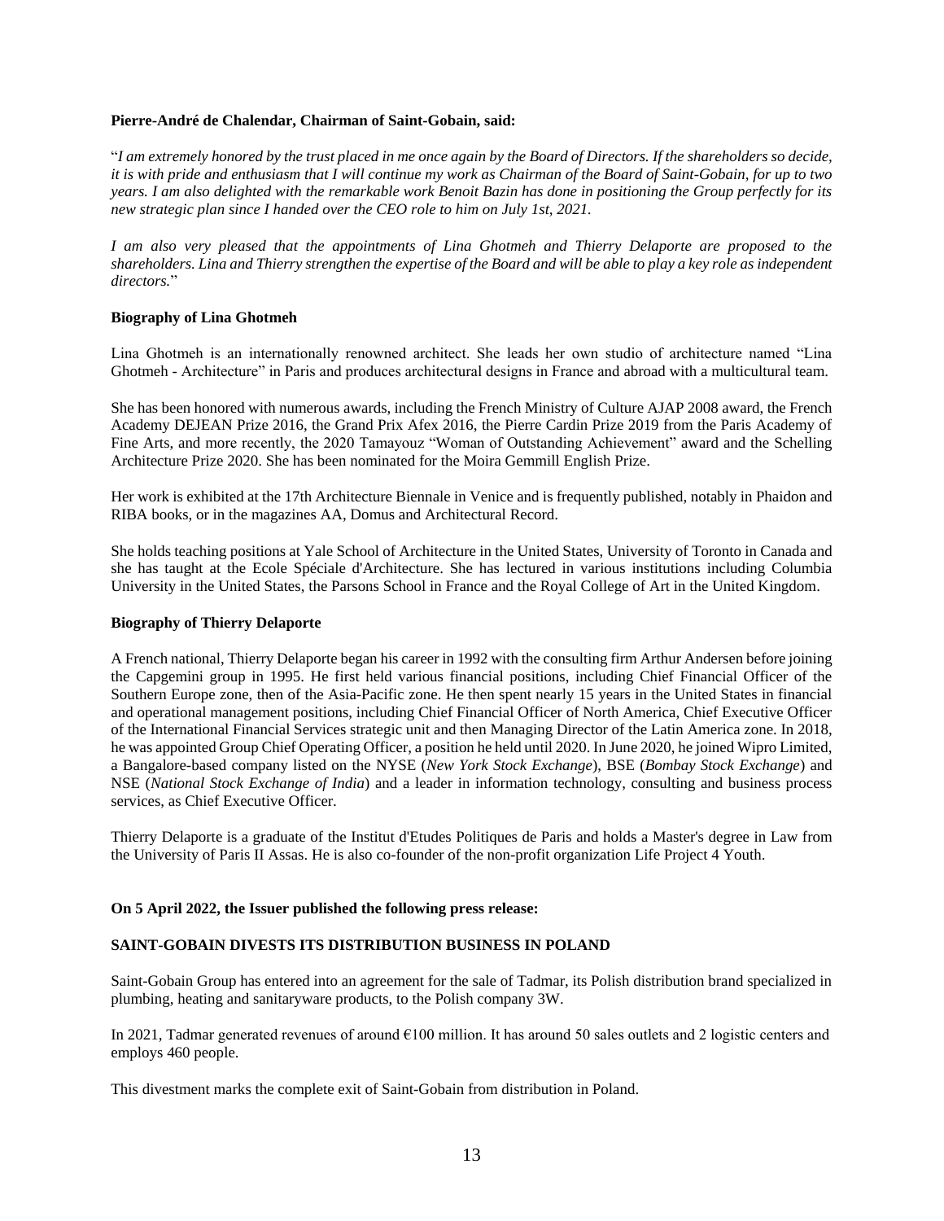**Pierre-André de Chalendar, Chairman of Saint-Gobain, said:**

"*I am extremely honored by the trust placed in me once again by the Board of Directors. If the shareholders so decide, it is with pride and enthusiasm that I will continue my work as Chairman of the Board of Saint-Gobain, for up to two years. I am also delighted with the remarkable work Benoit Bazin has done in positioning the Group perfectly for its new strategic plan since I handed over the CEO role to him on July 1st, 2021.*

*I am also very pleased that the appointments of Lina Ghotmeh and Thierry Delaporte are proposed to the shareholders. Lina and Thierry strengthen the expertise of the Board and will be able to play a key role as independent directors.*"

**Biography of Lina Ghotmeh**

Lina Ghotmeh is an internationally renowned architect. She leads her own studio of architecture named "Lina Ghotmeh - Architecture" in Paris and produces architectural designs in France and abroad with a multicultural team.

She has been honored with numerous awards, including the French Ministry of Culture AJAP 2008 award, the French Academy DEJEAN Prize 2016, the Grand Prix Afex 2016, the Pierre Cardin Prize 2019 from the Paris Academy of Fine Arts, and more recently, the 2020 Tamayouz "Woman of Outstanding Achievement" award and the Schelling Architecture Prize 2020. She has been nominated for the Moira Gemmill English Prize.

Her work is exhibited at the 17th Architecture Biennale in Venice and is frequently published, notably in Phaidon and RIBA books, or in the magazines AA, Domus and Architectural Record.

She holds teaching positions at Yale School of Architecture in the United States, University of Toronto in Canada and she has taught at the Ecole Spéciale d'Architecture. She has lectured in various institutions including Columbia University in the United States, the Parsons School in France and the Royal College of Art in the United Kingdom.

**Biography of Thierry Delaporte**

A French national, Thierry Delaporte began his career in 1992 with the consulting firm Arthur Andersen before joining the Capgemini group in 1995. He first held various financial positions, including Chief Financial Officer of the Southern Europe zone, then of the Asia-Pacific zone. He then spent nearly 15 years in the United States in financial and operational management positions, including Chief Financial Officer of North America, Chief Executive Officer of the International Financial Services strategic unit and then Managing Director of the Latin America zone. In 2018, he was appointed Group Chief Operating Officer, a position he held until 2020. In June 2020, he joined Wipro Limited, a Bangalore-based company listed on the NYSE (*New York Stock Exchange*), BSE (*Bombay Stock Exchange*) and NSE (*National Stock Exchange of India*) and a leader in information technology, consulting and business process services, as Chief Executive Officer.

Thierry Delaporte is a graduate of the Institut d'Etudes Politiques de Paris and holds a Master's degree in Law from the University of Paris II Assas. He is also co-founder of the non-profit organization Life Project 4 Youth.

**On 5 April 2022, the Issuer published the following press release:**

**SAINT-GOBAIN DIVESTS ITS DISTRIBUTION BUSINESS IN POLAND**

Saint-Gobain Group has entered into an agreement for the sale of Tadmar, its Polish distribution brand specialized in plumbing, heating and sanitaryware products, to the Polish company 3W.

In 2021, Tadmar generated revenues of around €100 million. It has around 50 sales outlets and 2 logistic centers and employs 460 people.

This divestment marks the complete exit of Saint-Gobain from distribution in Poland.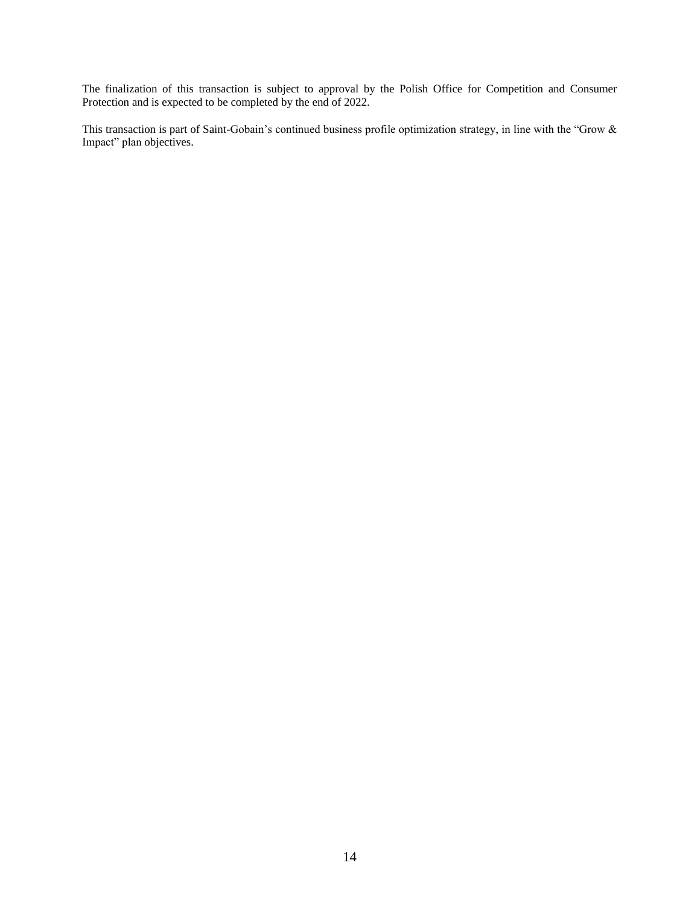The finalization of this transaction is subject to approval by the Polish Office for Competition and Consumer Protection and is expected to be completed by the end of 2022.

This transaction is part of Saint-Gobain’s continued business profile optimization strategy, in line with the “Grow & Impact” plan objectives.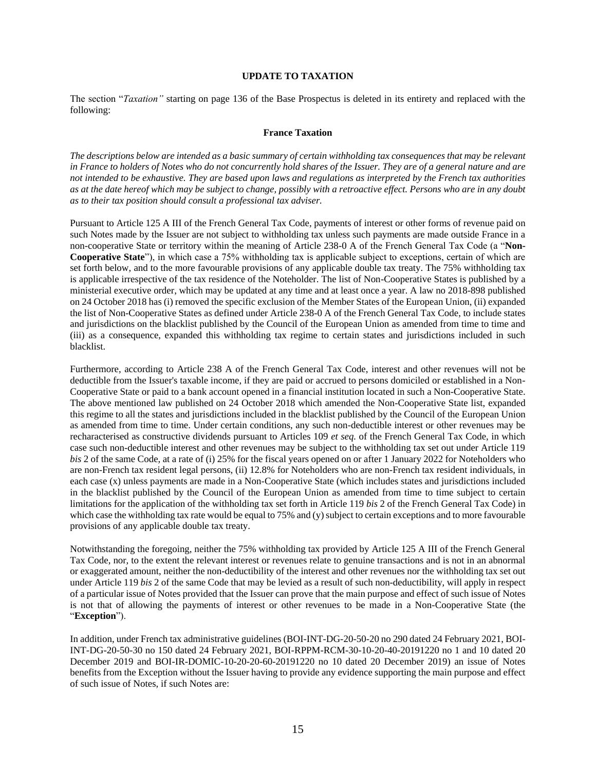## UPDATE TO TAXATION

The section "*Taxation"* starting on page 136 of the Base Prospectus is deleted in its entirety and replaced with the following:

### France Taxation

*The descriptions below are intended as a basic summary of certain withholding tax consequences that may be relevant in France to holders of Notes who do not concurrently hold shares of the Issuer. They are of a general nature and are not intended to be exhaustive. They are based upon laws and regulations as interpreted by the French tax authorities as at the date hereof which may be subject to change, possibly with a retroactive effect. Persons who are in any doubt as to their tax position should consult a professional tax adviser.*

Pursuant to Article 125 A III of the French General Tax Code, payments of interest or other forms of revenue paid on such Notes made by the Issuer are not subject to withholding tax unless such payments are made outside France in a non-cooperative State or territory within the meaning of Article 238-0 A of the French General Tax Code (a "**Non-Cooperative State**"), in which case a 75% withholding tax is applicable subject to exceptions, certain of which are set forth below, and to the more favourable provisions of any applicable double tax treaty. The 75% withholding tax is applicable irrespective of the tax residence of the Noteholder. The list of Non-Cooperative States is published by a ministerial executive order, which may be updated at any time and at least once a year. A law no 2018-898 published on 24 October 2018 has (i) removed the specific exclusion of the Member States of the European Union, (ii) expanded the list of Non-Cooperative States as defined under Article 238-0 A of the French General Tax Code, to include states and jurisdictions on the blacklist published by the Council of the European Union as amended from time to time and (iii) as a consequence, expanded this withholding tax regime to certain states and jurisdictions included in such blacklist.

Furthermore, according to Article 238 A of the French General Tax Code, interest and other revenues will not be deductible from the Issuer's taxable income, if they are paid or accrued to persons domiciled or established in a Non-Cooperative State or paid to a bank account opened in a financial institution located in such a Non-Cooperative State. The above mentioned law published on 24 October 2018 which amended the Non-Cooperative State list, expanded this regime to all the states and jurisdictions included in the blacklist published by the Council of the European Union as amended from time to time. Under certain conditions, any such non-deductible interest or other revenues may be recharacterised as constructive dividends pursuant to Articles 109 *et seq.* of the French General Tax Code, in which case such non-deductible interest and other revenues may be subject to the withholding tax set out under Article 119 *bis* 2 of the same Code, at a rate of (i) 25% for the fiscal years opened on or after 1 January 2022 for Noteholders who are non-French tax resident legal persons, (ii) 12.8% for Noteholders who are non-French tax resident individuals, in each case (x) unless payments are made in a Non-Cooperative State (which includes states and jurisdictions included in the blacklist published by the Council of the European Union as amended from time to time subject to certain limitations for the application of the withholding tax set forth in Article 119 *bis* 2 of the French General Tax Code) in which case the withholding tax rate would be equal to 75% and (y) subject to certain exceptions and to more favourable provisions of any applicable double tax treaty.

Notwithstanding the foregoing, neither the 75% withholding tax provided by Article 125 A III of the French General Tax Code, nor, to the extent the relevant interest or revenues relate to genuine transactions and is not in an abnormal or exaggerated amount, neither the non-deductibility of the interest and other revenues nor the withholding tax set out under Article 119 *bis* 2 of the same Code that may be levied as a result of such non-deductibility, will apply in respect of a particular issue of Notes provided that the Issuer can prove that the main purpose and effect of such issue of Notes is not that of allowing the payments of interest or other revenues to be made in a Non-Cooperative State (the "**Exception**").

In addition, under French tax administrative guidelines (BOI-INT-DG-20-50-20 no 290 dated 24 February 2021, BOI-INT-DG-20-50-30 no 150 dated 24 February 2021, BOI-RPPM-RCM-30-10-20-40-20191220 no 1 and 10 dated 20 December 2019 and BOI-IR-DOMIC-10-20-20-60-20191220 no 10 dated 20 December 2019) an issue of Notes benefits from the Exception without the Issuer having to provide any evidence supporting the main purpose and effect of such issue of Notes, if such Notes are: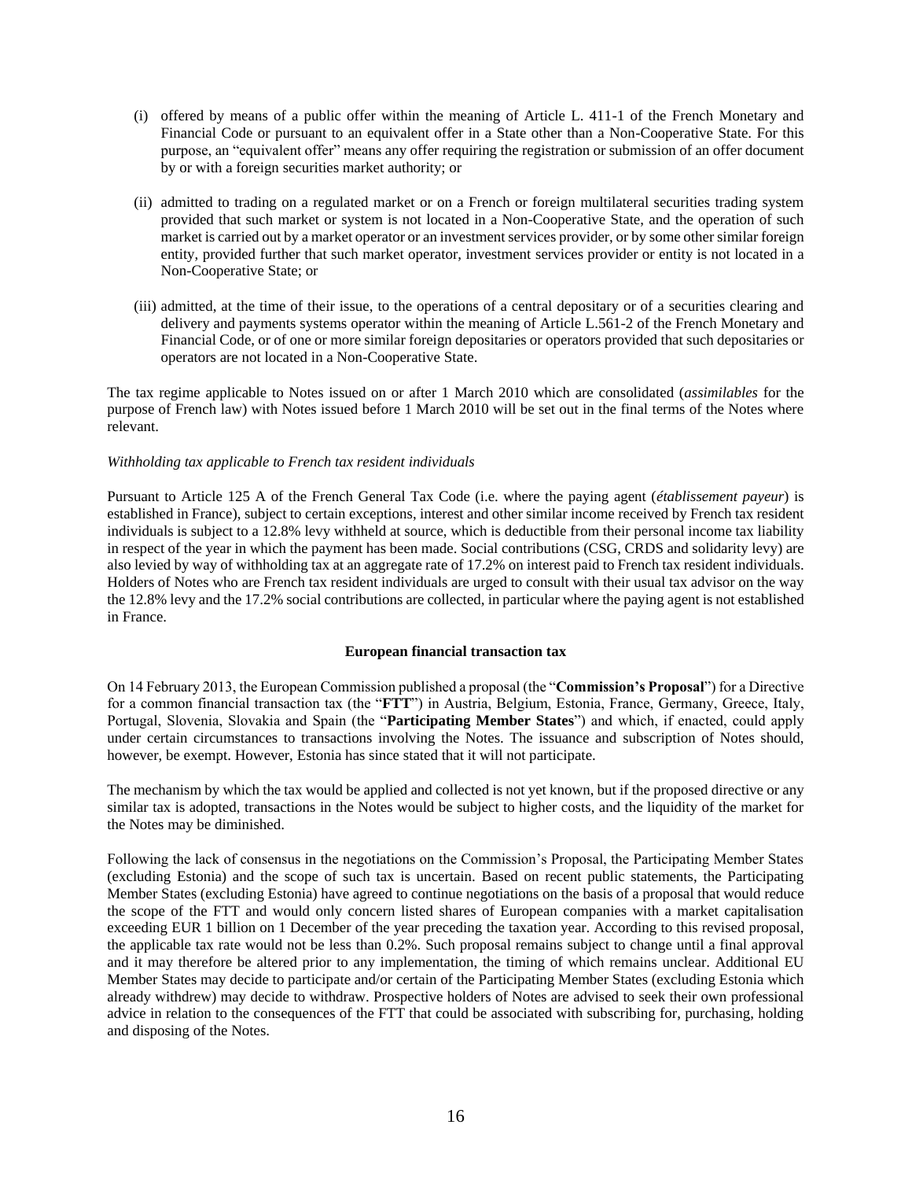(i) offered by means of a public offer within the meaning of Article L. 411-1 of the French Monetary and Financial Code or pursuant to an equivalent offer in a State other than a Non-Cooperative State. For this purpose, an "equivalent offer" means any offer requiring the registration or submission of an offer document by or with a foreign securities market authority; or

(ii) admitted to trading on a regulated market or on a French or foreign multilateral securities trading system provided that such market or system is not located in a Non-Cooperative State, and the operation of such market is carried out by a market operator or an investment services provider, or by some other similar foreign entity, provided further that such market operator, investment services provider or entity is not located in a Non-Cooperative State; or

(iii) admitted, at the time of their issue, to the operations of a central depositary or of a securities clearing and delivery and payments systems operator within the meaning of Article L.561-2 of the French Monetary and Financial Code, or of one or more similar foreign depositaries or operators provided that such depositaries or operators are not located in a Non-Cooperative State.

The tax regime applicable to Notes issued on or after 1 March 2010 which are consolidated (*assimilables* for the purpose of French law) with Notes issued before 1 March 2010 will be set out in the final terms of the Notes where relevant.

*Withholding tax applicable to French tax resident individuals*

Pursuant to Article 125 A of the French General Tax Code (i.e. where the paying agent (*établissement payeur*) is established in France), subject to certain exceptions, interest and other similar income received by French tax resident individuals is subject to a 12.8% levy withheld at source, which is deductible from their personal income tax liability in respect of the year in which the payment has been made. Social contributions (CSG, CRDS and solidarity levy) are also levied by way of withholding tax at an aggregate rate of 17.2% on interest paid to French tax resident individuals. Holders of Notes who are French tax resident individuals are urged to consult with their usual tax advisor on the way the 12.8% levy and the 17.2% social contributions are collected, in particular where the paying agent is not established in France.

**European financial transaction tax**

On 14 February 2013, the European Commission published a proposal (the "**Commission's Proposal**") for a Directive for a common financial transaction tax (the "**FTT**") in Austria, Belgium, Estonia, France, Germany, Greece, Italy, Portugal, Slovenia, Slovakia and Spain (the "**Participating Member States**") and which, if enacted, could apply under certain circumstances to transactions involving the Notes. The issuance and subscription of Notes should, however, be exempt. However, Estonia has since stated that it will not participate.

The mechanism by which the tax would be applied and collected is not yet known, but if the proposed directive or any similar tax is adopted, transactions in the Notes would be subject to higher costs, and the liquidity of the market for the Notes may be diminished.

Following the lack of consensus in the negotiations on the Commission's Proposal, the Participating Member States (excluding Estonia) and the scope of such tax is uncertain. Based on recent public statements, the Participating Member States (excluding Estonia) have agreed to continue negotiations on the basis of a proposal that would reduce the scope of the FTT and would only concern listed shares of European companies with a market capitalisation exceeding EUR 1 billion on 1 December of the year preceding the taxation year. According to this revised proposal, the applicable tax rate would not be less than 0.2%. Such proposal remains subject to change until a final approval and it may therefore be altered prior to any implementation, the timing of which remains unclear. Additional EU Member States may decide to participate and/or certain of the Participating Member States (excluding Estonia which already withdrew) may decide to withdraw. Prospective holders of Notes are advised to seek their own professional advice in relation to the consequences of the FTT that could be associated with subscribing for, purchasing, holding and disposing of the Notes.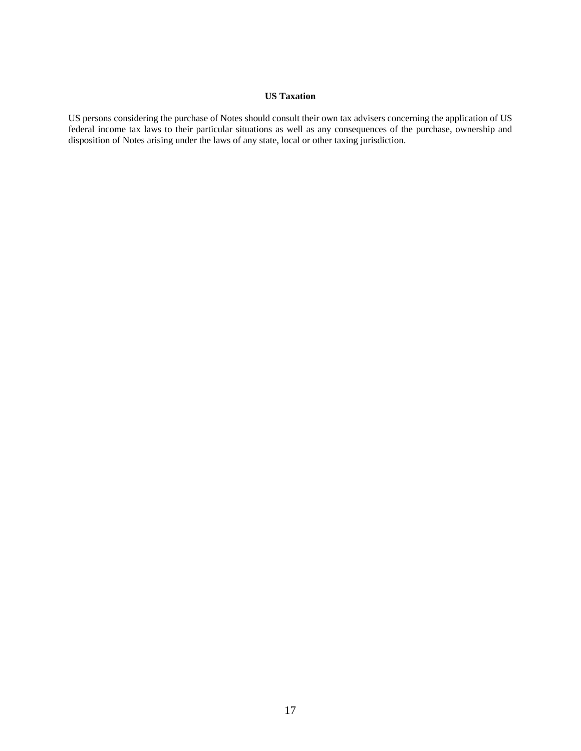## US Taxation

US persons considering the purchase of Notes should consult their own tax advisers concerning the application of US federal income tax laws to their particular situations as well as any consequences of the purchase, ownership and disposition of Notes arising under the laws of any state, local or other taxing jurisdiction.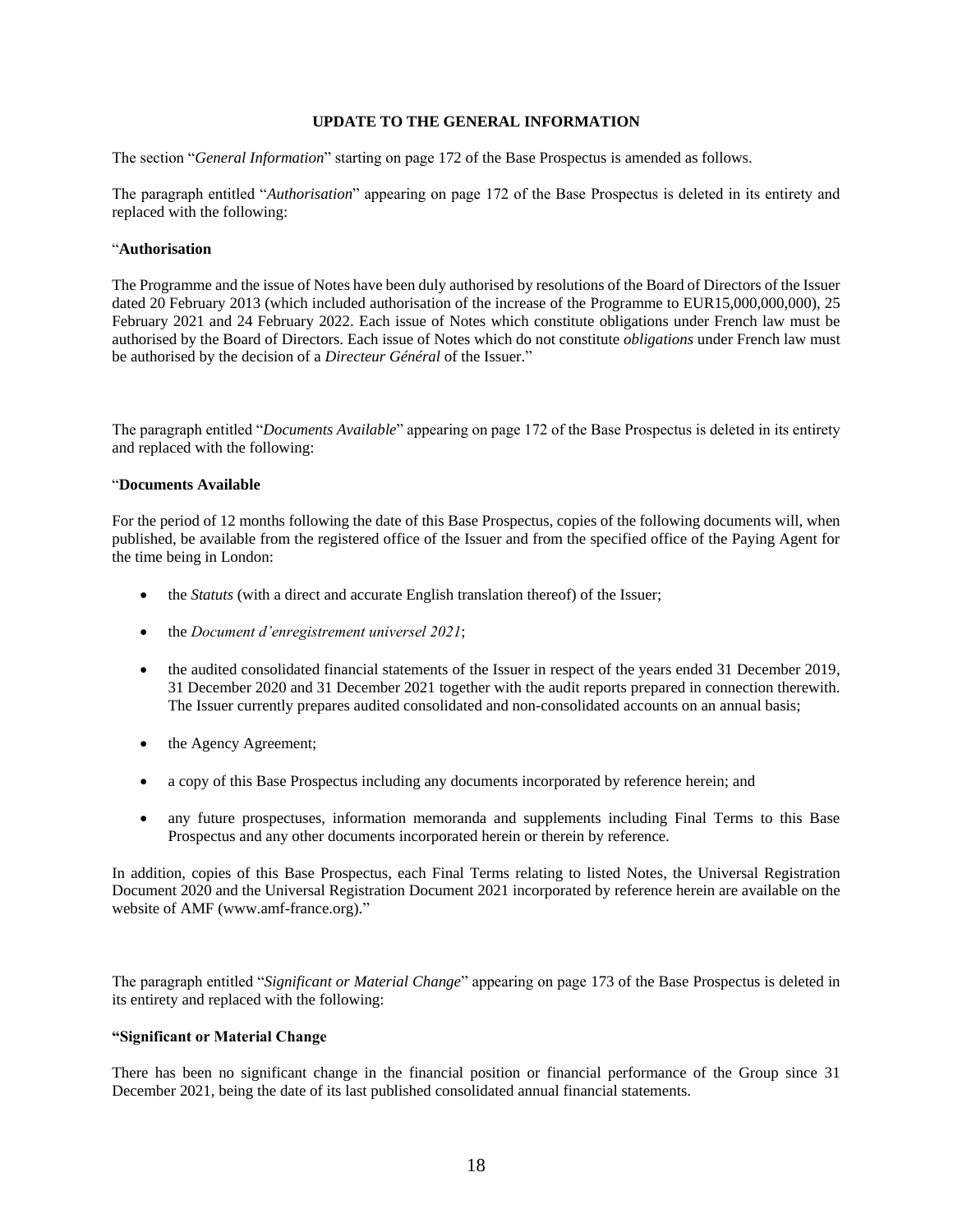**UPDATE TO THE GENERAL INFORMATION**

The section "*General Information*" starting on page 172 of the Base Prospectus is amended as follows.

The paragraph entitled "*Authorisation*" appearing on page 172 of the Base Prospectus is deleted in its entirety and replaced with the following:

"**Authorisation**

The Programme and the issue of Notes have been duly authorised by resolutions of the Board of Directors of the Issuer dated 20 February 2013 (which included authorisation of the increase of the Programme to EUR15,000,000,000), 25 February 2021 and 24 February 2022. Each issue of Notes which constitute obligations under French law must be authorised by the Board of Directors. Each issue of Notes which do not constitute *obligations* under French law must be authorised by the decision of a *Directeur Général* of the Issuer."

The paragraph entitled "*Documents Available*" appearing on page 172 of the Base Prospectus is deleted in its entirety and replaced with the following:

"**Documents Available**

For the period of 12 months following the date of this Base Prospectus, copies of the following documents will, when published, be available from the registered office of the Issuer and from the specified office of the Paying Agent for the time being in London:

- the *Statuts* (with a direct and accurate English translation thereof) of the Issuer;
- the *Document d'enregistrement universel 2021*;
- the audited consolidated financial statements of the Issuer in respect of the years ended 31 December 2019, 31 December 2020 and 31 December 2021 together with the audit reports prepared in connection therewith. The Issuer currently prepares audited consolidated and non-consolidated accounts on an annual basis;
- the Agency Agreement;
- a copy of this Base Prospectus including any documents incorporated by reference herein; and
- any future prospectuses, information memoranda and supplements including Final Terms to this Base Prospectus and any other documents incorporated herein or therein by reference.

In addition, copies of this Base Prospectus, each Final Terms relating to listed Notes, the Universal Registration Document 2020 and the Universal Registration Document 2021 incorporated by reference herein are available on the website of AMF (www.amf-france.org)."

The paragraph entitled "*Significant or Material Change*" appearing on page 173 of the Base Prospectus is deleted in its entirety and replaced with the following:

**"Significant or Material Change**

There has been no significant change in the financial position or financial performance of the Group since 31 December 2021, being the date of its last published consolidated annual financial statements.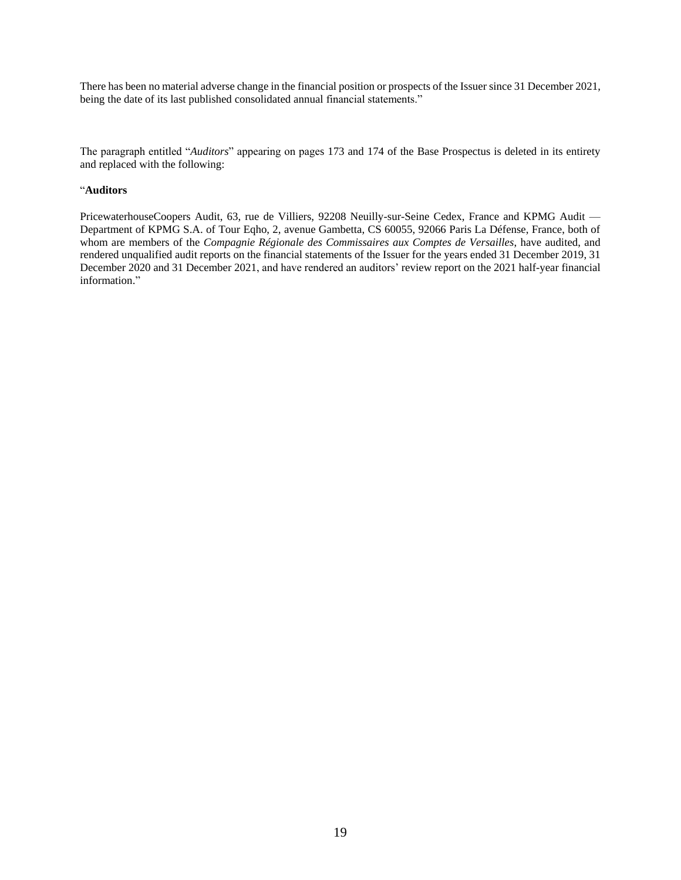There has been no material adverse change in the financial position or prospects of the Issuer since 31 December 2021, being the date of its last published consolidated annual financial statements."

The paragraph entitled "*Auditors*" appearing on pages 173 and 174 of the Base Prospectus is deleted in its entirety and replaced with the following:

"**Auditors**

PricewaterhouseCoopers Audit, 63, rue de Villiers, 92208 Neuilly-sur-Seine Cedex, France and KPMG Audit — Department of KPMG S.A. of Tour Eqho, 2, avenue Gambetta, CS 60055, 92066 Paris La Défense, France, both of whom are members of the *Compagnie Régionale des Commissaires aux Comptes de Versailles*, have audited, and rendered unqualified audit reports on the financial statements of the Issuer for the years ended 31 December 2019, 31 December 2020 and 31 December 2021, and have rendered an auditors' review report on the 2021 half-year financial information."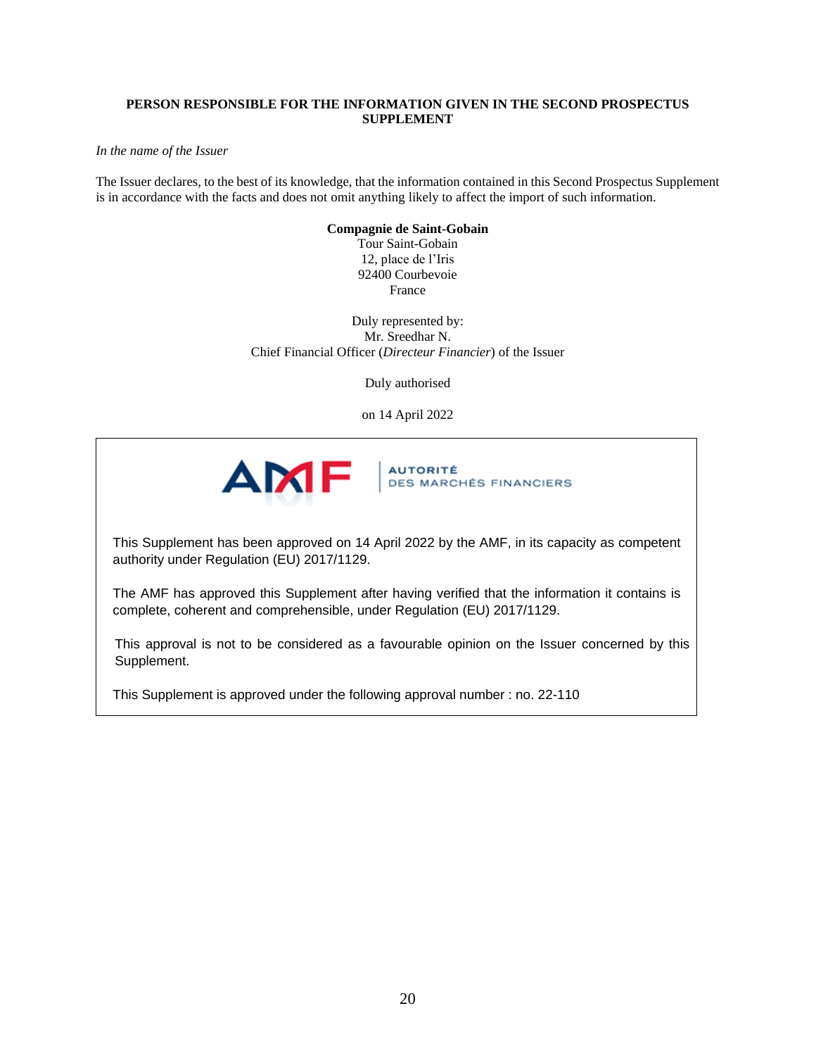**PERSON RESPONSIBLE FOR THE INFORMATION GIVEN IN THE SECOND PROSPECTUS SUPPLEMENT**

*In the name of the Issuer*

The Issuer declares, to the best of its knowledge, that the information contained in this Second Prospectus Supplement is in accordance with the facts and does not omit anything likely to affect the import of such information.

**Compagnie de Saint-Gobain**
Tour Saint-Gobain
12, place de l'Iris
92400 Courbevoie
France

Duly represented by:
Mr. Sreedhar N.
Chief Financial Officer (*Directeur Financier*) of the Issuer

Duly authorised

on 14 April 2022

AMF | AUTORITÉ DES MARCHÉS FINANCIERS

This Supplement has been approved on 14 April 2022 by the AMF, in its capacity as competent authority under Regulation (EU) 2017/1129.

The AMF has approved this Supplement after having verified that the information it contains is complete, coherent and comprehensible, under Regulation (EU) 2017/1129.

This approval is not to be considered as a favourable opinion on the Issuer concerned by this Supplement.

This Supplement is approved under the following approval number : no. 22-110